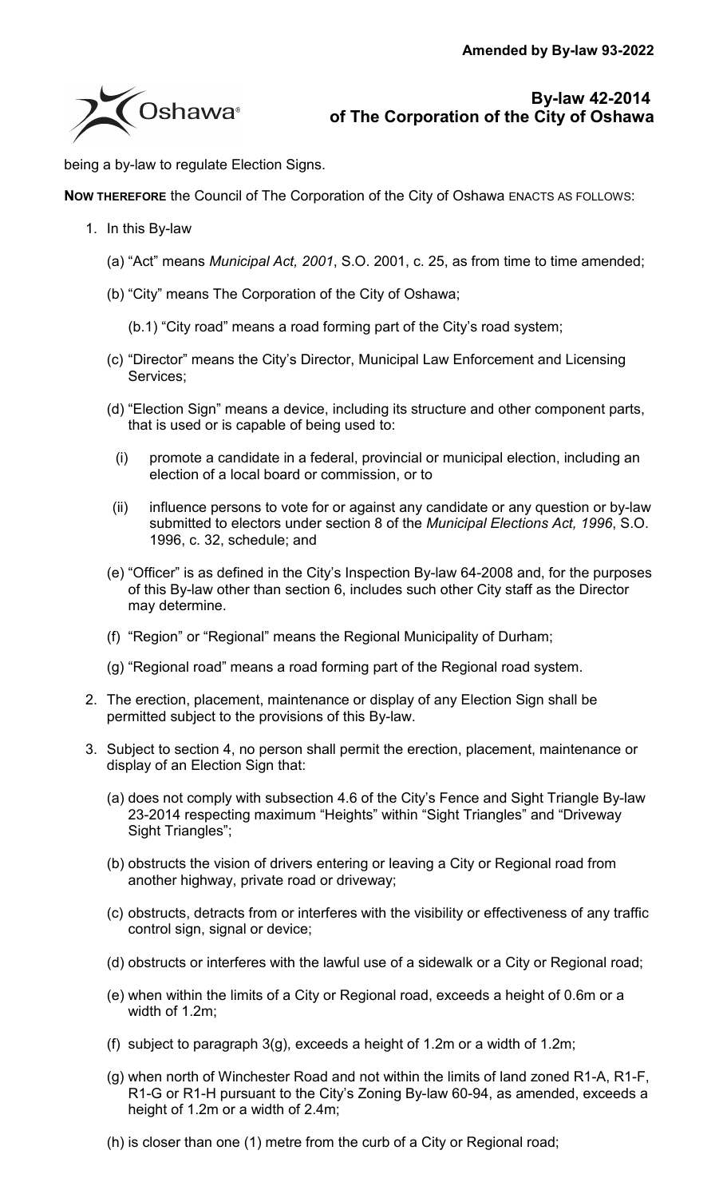**Amended by By-law 93-2022**

# By-law 42-2014 of The Corporation of the City of Oshawa

being a by-law to regulate Election Signs.

**NOW THEREFORE** the Council of The Corporation of the City of Oshawa ENACTS AS FOLLOWS:

1. In this By-law
   - (a) "Act" means *Municipal Act, 2001*, S.O. 2001, c. 25, as from time to time amended;
   - (b) "City" means The Corporation of the City of Oshawa;
     - (b.1) "City road" means a road forming part of the City's road system;
   - (c) "Director" means the City's Director, Municipal Law Enforcement and Licensing Services;
   - (d) "Election Sign" means a device, including its structure and other component parts, that is used or is capable of being used to:
     - (i) promote a candidate in a federal, provincial or municipal election, including an election of a local board or commission, or to
     - (ii) influence persons to vote for or against any candidate or any question or by-law submitted to electors under section 8 of the *Municipal Elections Act, 1996*, S.O. 1996, c. 32, schedule; and
   - (e) "Officer" is as defined in the City's Inspection By-law 64-2008 and, for the purposes of this By-law other than section 6, includes such other City staff as the Director may determine.
   - (f) "Region" or "Regional" means the Regional Municipality of Durham;
   - (g) "Regional road" means a road forming part of the Regional road system.
2. The erection, placement, maintenance or display of any Election Sign shall be permitted subject to the provisions of this By-law.
3. Subject to section 4, no person shall permit the erection, placement, maintenance or display of an Election Sign that:
   - (a) does not comply with subsection 4.6 of the City's Fence and Sight Triangle By-law 23-2014 respecting maximum "Heights" within "Sight Triangles" and "Driveway Sight Triangles";
   - (b) obstructs the vision of drivers entering or leaving a City or Regional road from another highway, private road or driveway;
   - (c) obstructs, detracts from or interferes with the visibility or effectiveness of any traffic control sign, signal or device;
   - (d) obstructs or interferes with the lawful use of a sidewalk or a City or Regional road;
   - (e) when within the limits of a City or Regional road, exceeds a height of 0.6m or a width of 1.2m;
   - (f) subject to paragraph 3(g), exceeds a height of 1.2m or a width of 1.2m;
   - (g) when north of Winchester Road and not within the limits of land zoned R1-A, R1-F, R1-G or R1-H pursuant to the City's Zoning By-law 60-94, as amended, exceeds a height of 1.2m or a width of 2.4m;
   - (h) is closer than one (1) metre from the curb of a City or Regional road;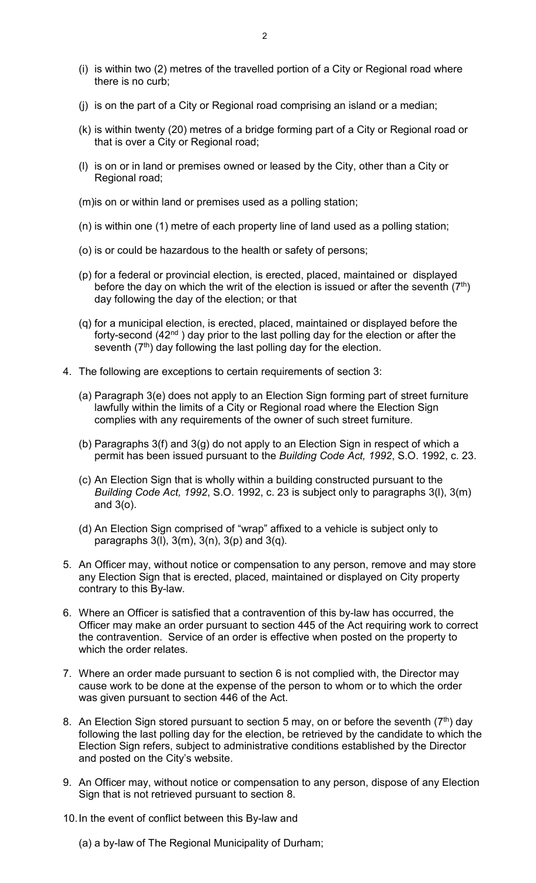(i) is within two (2) metres of the travelled portion of a City or Regional road where there is no curb;

(j) is on the part of a City or Regional road comprising an island or a median;

(k) is within twenty (20) metres of a bridge forming part of a City or Regional road or that is over a City or Regional road;

(l) is on or in land or premises owned or leased by the City, other than a City or Regional road;

(m)is on or within land or premises used as a polling station;

(n) is within one (1) metre of each property line of land used as a polling station;

(o) is or could be hazardous to the health or safety of persons;

(p) for a federal or provincial election, is erected, placed, maintained or displayed before the day on which the writ of the election is issued or after the seventh (7th) day following the day of the election; or that

(q) for a municipal election, is erected, placed, maintained or displayed before the forty-second (42nd) day prior to the last polling day for the election or after the seventh (7th) day following the last polling day for the election.

4. The following are exceptions to certain requirements of section 3:

   (a) Paragraph 3(e) does not apply to an Election Sign forming part of street furniture lawfully within the limits of a City or Regional road where the Election Sign complies with any requirements of the owner of such street furniture.

   (b) Paragraphs 3(f) and 3(g) do not apply to an Election Sign in respect of which a permit has been issued pursuant to the *Building Code Act, 1992*, S.O. 1992, c. 23.

   (c) An Election Sign that is wholly within a building constructed pursuant to the *Building Code Act, 1992*, S.O. 1992, c. 23 is subject only to paragraphs 3(l), 3(m) and 3(o).

   (d) An Election Sign comprised of "wrap" affixed to a vehicle is subject only to paragraphs 3(l), 3(m), 3(n), 3(p) and 3(q).

5. An Officer may, without notice or compensation to any person, remove and may store any Election Sign that is erected, placed, maintained or displayed on City property contrary to this By-law.

6. Where an Officer is satisfied that a contravention of this by-law has occurred, the Officer may make an order pursuant to section 445 of the Act requiring work to correct the contravention. Service of an order is effective when posted on the property to which the order relates.

7. Where an order made pursuant to section 6 is not complied with, the Director may cause work to be done at the expense of the person to whom or to which the order was given pursuant to section 446 of the Act.

8. An Election Sign stored pursuant to section 5 may, on or before the seventh (7th) day following the last polling day for the election, be retrieved by the candidate to which the Election Sign refers, subject to administrative conditions established by the Director and posted on the City's website.

9. An Officer may, without notice or compensation to any person, dispose of any Election Sign that is not retrieved pursuant to section 8.

10. In the event of conflict between this By-law and

    (a) a by-law of The Regional Municipality of Durham;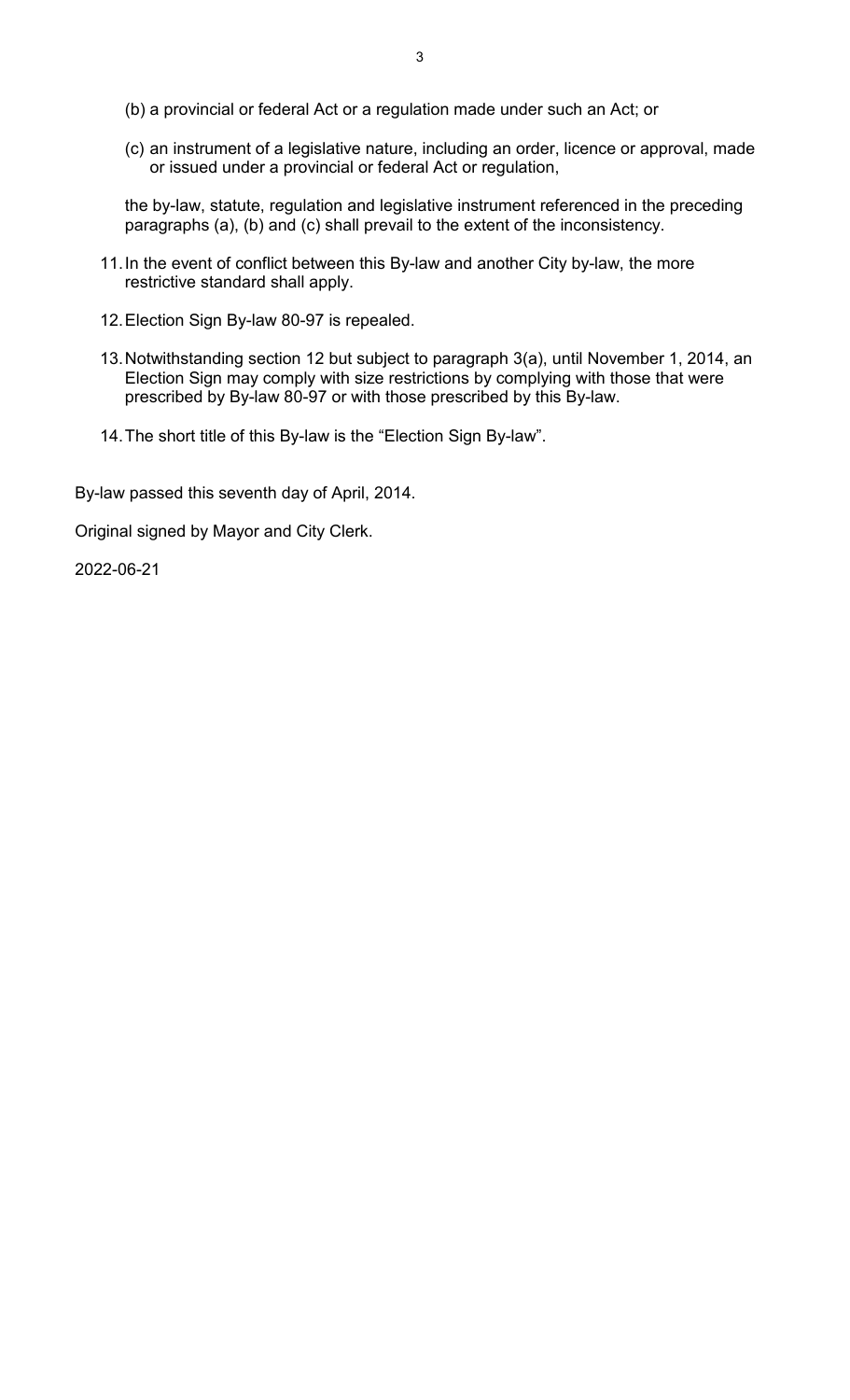(b) a provincial or federal Act or a regulation made under such an Act; or

(c) an instrument of a legislative nature, including an order, licence or approval, made or issued under a provincial or federal Act or regulation,

the by-law, statute, regulation and legislative instrument referenced in the preceding paragraphs (a), (b) and (c) shall prevail to the extent of the inconsistency.

11. In the event of conflict between this By-law and another City by-law, the more restrictive standard shall apply.

12. Election Sign By-law 80-97 is repealed.

13. Notwithstanding section 12 but subject to paragraph 3(a), until November 1, 2014, an Election Sign may comply with size restrictions by complying with those that were prescribed by By-law 80-97 or with those prescribed by this By-law.

14. The short title of this By-law is the "Election Sign By-law".

By-law passed this seventh day of April, 2014.

Original signed by Mayor and City Clerk.

2022-06-21